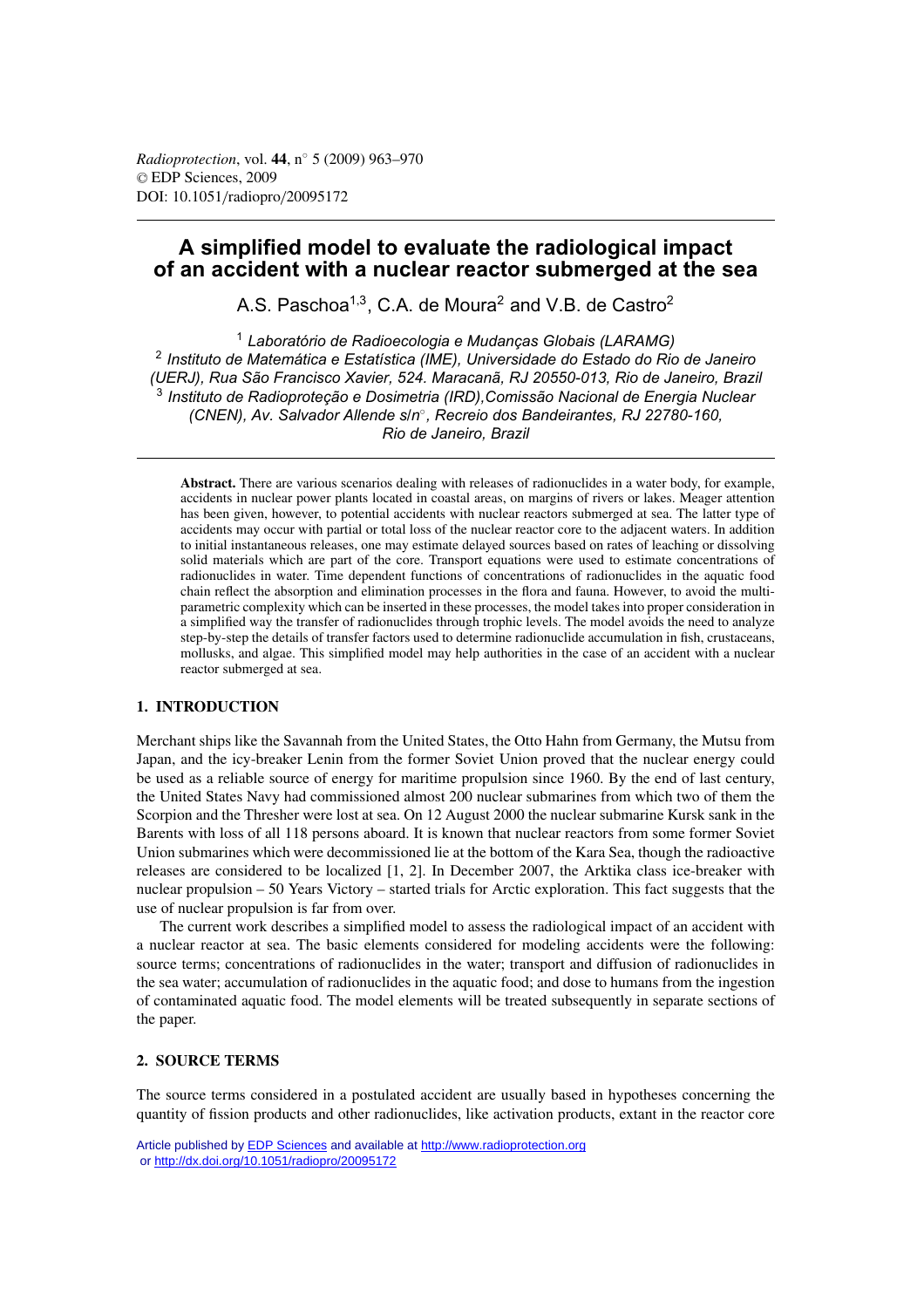# A simplified model to evaluate the radiological impact of an accident with a nuclear reactor submerged at the sea

A.S. Paschoa[1,3], C.A. de Moura[2] and V.B. de Castro[2]

[1] *Laboratório de Radioecologia e Mudanças Globais (LARAMG)*
[2] *Instituto de Matemática e Estatística (IME), Universidade do Estado do Rio de Janeiro (UERJ), Rua São Francisco Xavier, 524. Maracanã, RJ 20550-013, Rio de Janeiro, Brazil*
[3] *Instituto de Radioproteção e Dosimetria (IRD),Comissão Nacional de Energia Nuclear (CNEN), Av. Salvador Allende s/n°, Recreio dos Bandeirantes, RJ 22780-160, Rio de Janeiro, Brazil*

**Abstract.** There are various scenarios dealing with releases of radionuclides in a water body, for example, accidents in nuclear power plants located in coastal areas, on margins of rivers or lakes. Meager attention has been given, however, to potential accidents with nuclear reactors submerged at sea. The latter type of accidents may occur with partial or total loss of the nuclear reactor core to the adjacent waters. In addition to initial instantaneous releases, one may estimate delayed sources based on rates of leaching or dissolving solid materials which are part of the core. Transport equations were used to estimate concentrations of radionuclides in water. Time dependent functions of concentrations of radionuclides in the aquatic food chain reflect the absorption and elimination processes in the flora and fauna. However, to avoid the multi-parametric complexity which can be inserted in these processes, the model takes into proper consideration in a simplified way the transfer of radionuclides through trophic levels. The model avoids the need to analyze step-by-step the details of transfer factors used to determine radionuclide accumulation in fish, crustaceans, mollusks, and algae. This simplified model may help authorities in the case of an accident with a nuclear reactor submerged at sea.

## 1. INTRODUCTION

Merchant ships like the Savannah from the United States, the Otto Hahn from Germany, the Mutsu from Japan, and the icy-breaker Lenin from the former Soviet Union proved that the nuclear energy could be used as a reliable source of energy for maritime propulsion since 1960. By the end of last century, the United States Navy had commissioned almost 200 nuclear submarines from which two of them the Scorpion and the Thresher were lost at sea. On 12 August 2000 the nuclear submarine Kursk sank in the Barents with loss of all 118 persons aboard. It is known that nuclear reactors from some former Soviet Union submarines which were decommissioned lie at the bottom of the Kara Sea, though the radioactive releases are considered to be localized [1, 2]. In December 2007, the Arktika class ice-breaker with nuclear propulsion – 50 Years Victory – started trials for Arctic exploration. This fact suggests that the use of nuclear propulsion is far from over.

The current work describes a simplified model to assess the radiological impact of an accident with a nuclear reactor at sea. The basic elements considered for modeling accidents were the following: source terms; concentrations of radionuclides in the water; transport and diffusion of radionuclides in the sea water; accumulation of radionuclides in the aquatic food; and dose to humans from the ingestion of contaminated aquatic food. The model elements will be treated subsequently in separate sections of the paper.

## 2. SOURCE TERMS

The source terms considered in a postulated accident are usually based in hypotheses concerning the quantity of fission products and other radionuclides, like activation products, extant in the reactor core

Article published by EDP Sciences and available at http://www.radioprotection.org or http://dx.doi.org/10.1051/radiopro/20095172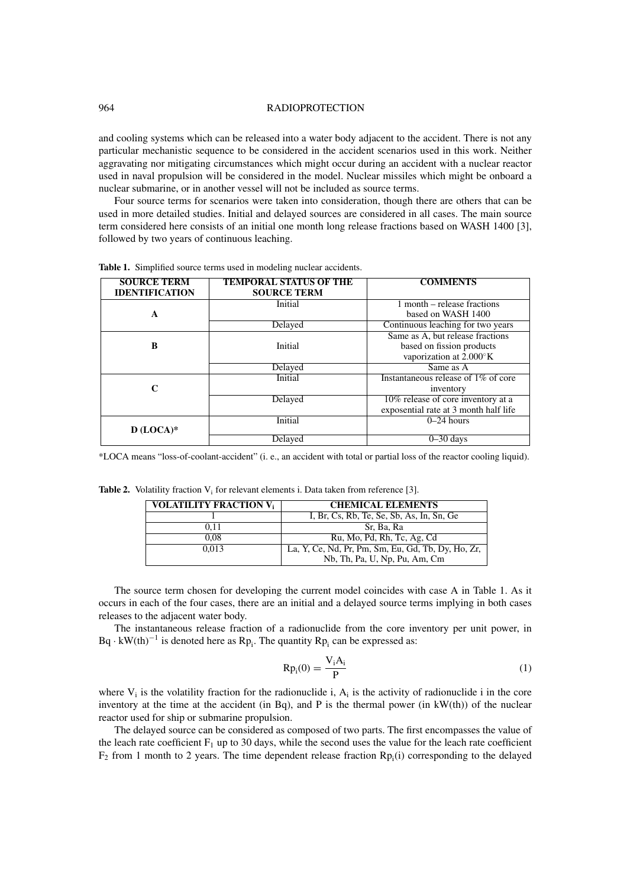and cooling systems which can be released into a water body adjacent to the accident. There is not any particular mechanistic sequence to be considered in the accident scenarios used in this work. Neither aggravating nor mitigating circumstances which might occur during an accident with a nuclear reactor used in naval propulsion will be considered in the model. Nuclear missiles which might be onboard a nuclear submarine, or in another vessel will not be included as source terms.

Four source terms for scenarios were taken into consideration, though there are others that can be used in more detailed studies. Initial and delayed sources are considered in all cases. The main source term considered here consists of an initial one month long release fractions based on WASH 1400 [3], followed by two years of continuous leaching.

**Table 1.** Simplified source terms used in modeling nuclear accidents.

| SOURCE TERM IDENTIFICATION | TEMPORAL STATUS OF THE SOURCE TERM | COMMENTS |
|---|---|---|
| **A** | Initial | 1 month – release fractions based on WASH 1400 |
| | Delayed | Continuous leaching for two years |
| **B** | Initial | Same as A, but release fractions based on fission products vaporization at 2.000°K |
| | Delayed | Same as A |
| **C** | Initial | Instantaneous release of 1% of core inventory |
| | Delayed | 10% release of core inventory at a exposential rate at 3 month half life |
| **D (LOCA)*** | Initial | 0–24 hours |
| | Delayed | 0–30 days |

*LOCA means "loss-of-coolant-accident" (i. e., an accident with total or partial loss of the reactor cooling liquid).

**Table 2.** Volatility fraction $V_i$ for relevant elements i. Data taken from reference [3].

| VOLATILITY FRACTION $V_i$ | CHEMICAL ELEMENTS |
|---|---|
| 1 | I, Br, Cs, Rb, Te, Se, Sb, As, In, Sn, Ge |
| 0,11 | Sr, Ba, Ra |
| 0,08 | Ru, Mo, Pd, Rh, Tc, Ag, Cd |
| 0,013 | La, Y, Ce, Nd, Pr, Pm, Sm, Eu, Gd, Tb, Dy, Ho, Zr, Nb, Th, Pa, U, Np, Pu, Am, Cm |

The source term chosen for developing the current model coincides with case A in Table 1. As it occurs in each of the four cases, there are an initial and a delayed source terms implying in both cases releases to the adjacent water body.

The instantaneous release fraction of a radionuclide from the core inventory per unit power, in $\text{Bq} \cdot \text{kW(th)}^{-1}$ is denoted here as $Rp_i$. The quantity $Rp_i$ can be expressed as:

$$Rp_i(0) = \frac{V_i A_i}{P} \tag{1}$$

where $V_i$ is the volatility fraction for the radionuclide i, $A_i$ is the activity of radionuclide i in the core inventory at the time at the accident (in Bq), and P is the thermal power (in kW(th)) of the nuclear reactor used for ship or submarine propulsion.

The delayed source can be considered as composed of two parts. The first encompasses the value of the leach rate coefficient $F_1$ up to 30 days, while the second uses the value for the leach rate coefficient $F_2$ from 1 month to 2 years. The time dependent release fraction $Rp_i(i)$ corresponding to the delayed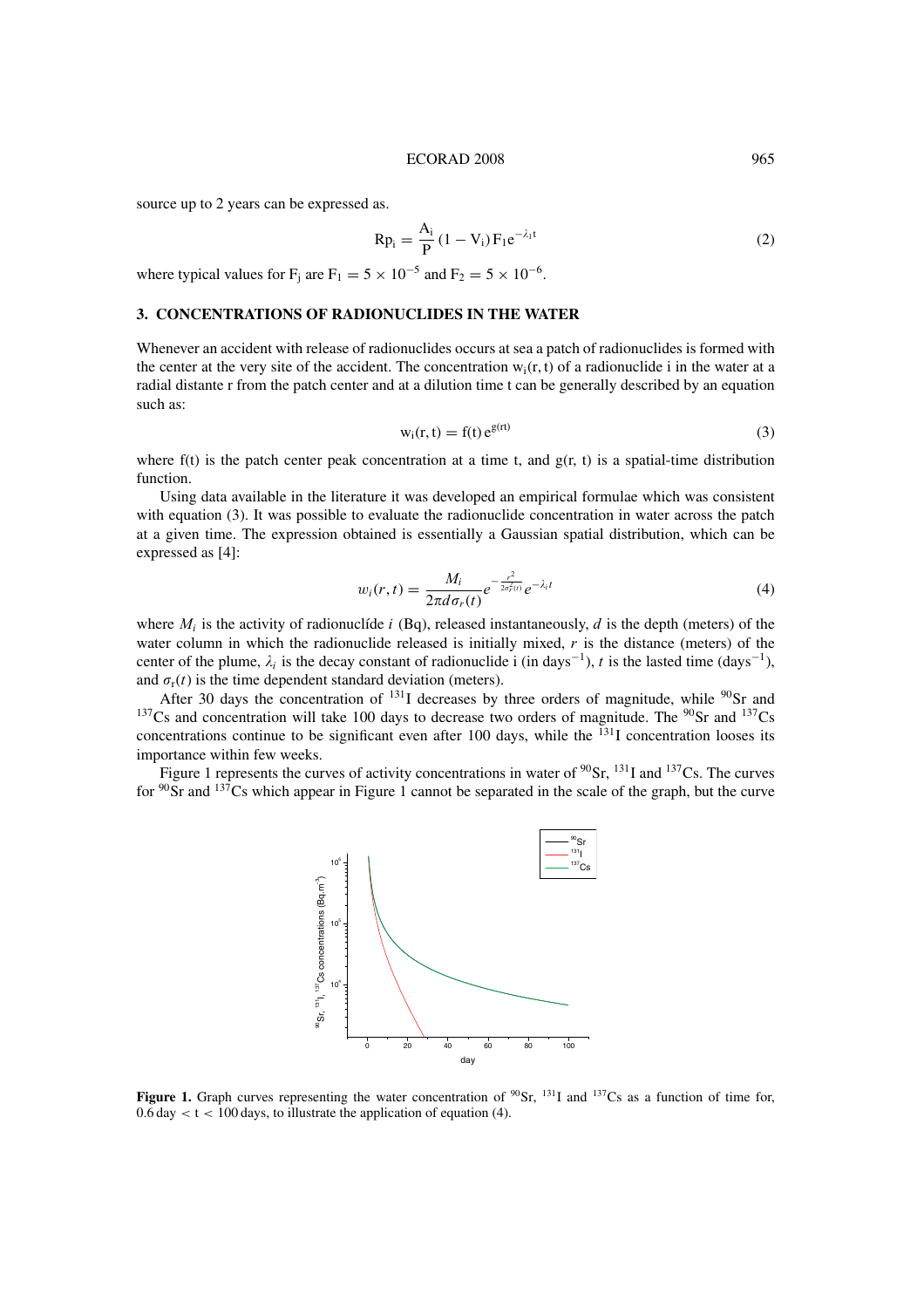source up to 2 years can be expressed as.

$$\mathrm{Rp_i} = \frac{\mathrm{A_i}}{\mathrm{P}} (1 - \mathrm{V_i})\, \mathrm{F_1} e^{-\lambda_1 t} \tag{2}$$

where typical values for $\mathrm{F_j}$ are $\mathrm{F_1} = 5 \times 10^{-5}$ and $\mathrm{F_2} = 5 \times 10^{-6}$.

## 3. CONCENTRATIONS OF RADIONUCLIDES IN THE WATER

Whenever an accident with release of radionuclides occurs at sea a patch of radionuclides is formed with the center at the very site of the accident. The concentration $\mathrm{w_i(r, t)}$ of a radionuclide i in the water at a radial distante r from the patch center and at a dilution time t can be generally described by an equation such as:

$$\mathrm{w_i(r, t) = f(t)\, e^{g(rt)}} \tag{3}$$

where f(t) is the patch center peak concentration at a time t, and g(r, t) is a spatial-time distribution function.

Using data available in the literature it was developed an empirical formulae which was consistent with equation (3). It was possible to evaluate the radionuclide concentration in water across the patch at a given time. The expression obtained is essentially a Gaussian spatial distribution, which can be expressed as [4]:

$$w_i(r, t) = \frac{M_i}{2\pi d \sigma_r(t)} e^{-\frac{r^2}{2\sigma_r^2(t)}} e^{-\lambda_i t} \tag{4}$$

where $M_i$ is the activity of radionuclíde $i$ (Bq), released instantaneously, $d$ is the depth (meters) of the water column in which the radionuclide released is initially mixed, $r$ is the distance (meters) of the center of the plume, $\lambda_i$ is the decay constant of radionuclide i (in days$^{-1}$), $t$ is the lasted time (days$^{-1}$), and $\sigma_r(t)$ is the time dependent standard deviation (meters).

After 30 days the concentration of $^{131}$I decreases by three orders of magnitude, while $^{90}$Sr and $^{137}$Cs and concentration will take 100 days to decrease two orders of magnitude. The $^{90}$Sr and $^{137}$Cs concentrations continue to be significant even after 100 days, while the $^{131}$I concentration looses its importance within few weeks.

Figure 1 represents the curves of activity concentrations in water of $^{90}$Sr, $^{131}$I and $^{137}$Cs. The curves for $^{90}$Sr and $^{137}$Cs which appear in Figure 1 cannot be separated in the scale of the graph, but the curve

$^{90}$Sr
$^{131}$I
$^{137}$Cs

$10^6$
$10^5$
$10^4$

$^{90}$Sr, $^{131}$I, $^{137}$Cs concentrations (Bq.m$^{-3}$)

0
20
40
60
80
100

day

**Figure 1.** Graph curves representing the water concentration of $^{90}$Sr, $^{131}$I and $^{137}$Cs as a function of time for, 0.6 day $< t <$ 100 days, to illustrate the application of equation (4).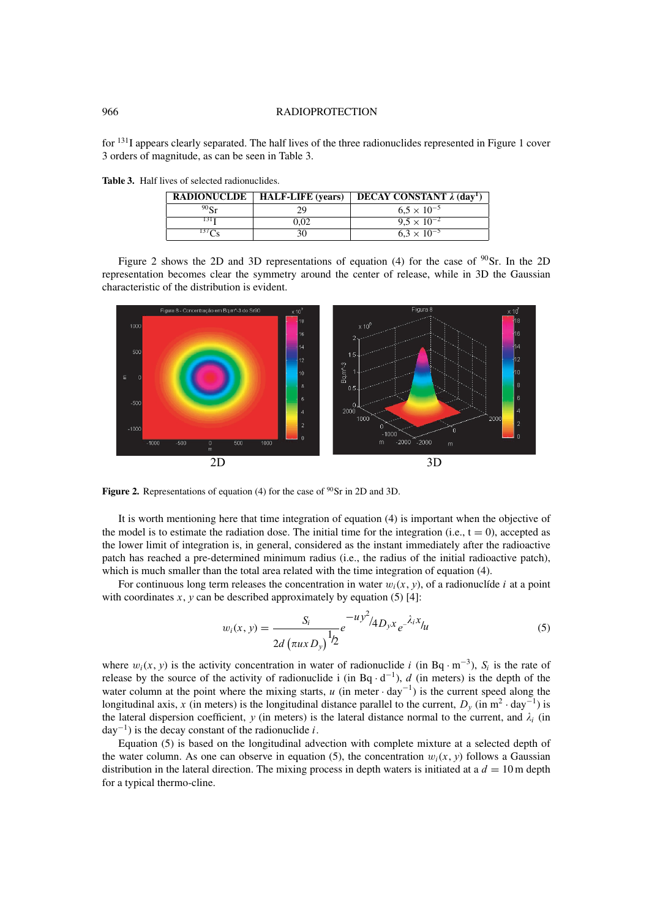for $^{131}$I appears clearly separated. The half lives of the three radionuclides represented in Figure 1 cover 3 orders of magnitude, as can be seen in Table 3.

**Table 3.** Half lives of selected radionuclides.

| RADIONUCLDE | HALF-LIFE (years) | DECAY CONSTANT $\lambda$ (day$^{1}$) |
|---|---|---|
| $^{90}$Sr | 29 | $6{,}5 \times 10^{-5}$ |
| $^{131}$I | 0,02 | $9{,}5 \times 10^{-2}$ |
| $^{137}$Cs | 30 | $6{,}3 \times 10^{-5}$ |

Figure 2 shows the 2D and 3D representations of equation (4) for the case of $^{90}$Sr. In the 2D representation becomes clear the symmetry around the center of release, while in 3D the Gaussian characteristic of the distribution is evident.

Figura 8 - Concentração em Bq m^-3 do Sr90

x 10$^{7}$

Figura 8

x 10$^{6}$

Bq.m^-3

m

2D

3D

**Figure 2.** Representations of equation (4) for the case of $^{90}$Sr in 2D and 3D.

It is worth mentioning here that time integration of equation (4) is important when the objective of the model is to estimate the radiation dose. The initial time for the integration (i.e., t = 0), accepted as the lower limit of integration is, in general, considered as the instant immediately after the radioactive patch has reached a pre-determined minimum radius (i.e., the radius of the initial radioactive patch), which is much smaller than the total area related with the time integration of equation (4).

For continuous long term releases the concentration in water $w_i(x, y)$, of a radionuclíde $i$ at a point with coordinates $x$, $y$ can be described approximately by equation (5) [4]:

$$w_i(x, y) = \frac{S_i}{2d\left(\pi u x D_y\right)^{1/2}} e^{-uy^2/4D_y x} e^{-\lambda_i x/u} \tag{5}$$

where $w_i(x, y)$ is the activity concentration in water of radionuclide $i$ (in $\mathrm{Bq \cdot m^{-3}}$), $S_i$ is the rate of release by the source of the activity of radionuclide i (in $\mathrm{Bq \cdot d^{-1}}$), $d$ (in meters) is the depth of the water column at the point where the mixing starts, $u$ (in $\mathrm{meter \cdot day^{-1}}$) is the current speed along the longitudinal axis, $x$ (in meters) is the longitudinal distance parallel to the current, $D_y$ (in $\mathrm{m^2 \cdot day^{-1}}$) is the lateral dispersion coefficient, $y$ (in meters) is the lateral distance normal to the current, and $\lambda_i$ (in $\mathrm{day^{-1}}$) is the decay constant of the radionuclide $i$.

Equation (5) is based on the longitudinal advection with complete mixture at a selected depth of the water column. As one can observe in equation (5), the concentration $w_i(x, y)$ follows a Gaussian distribution in the lateral direction. The mixing process in depth waters is initiated at a $d = 10$ m depth for a typical thermo-cline.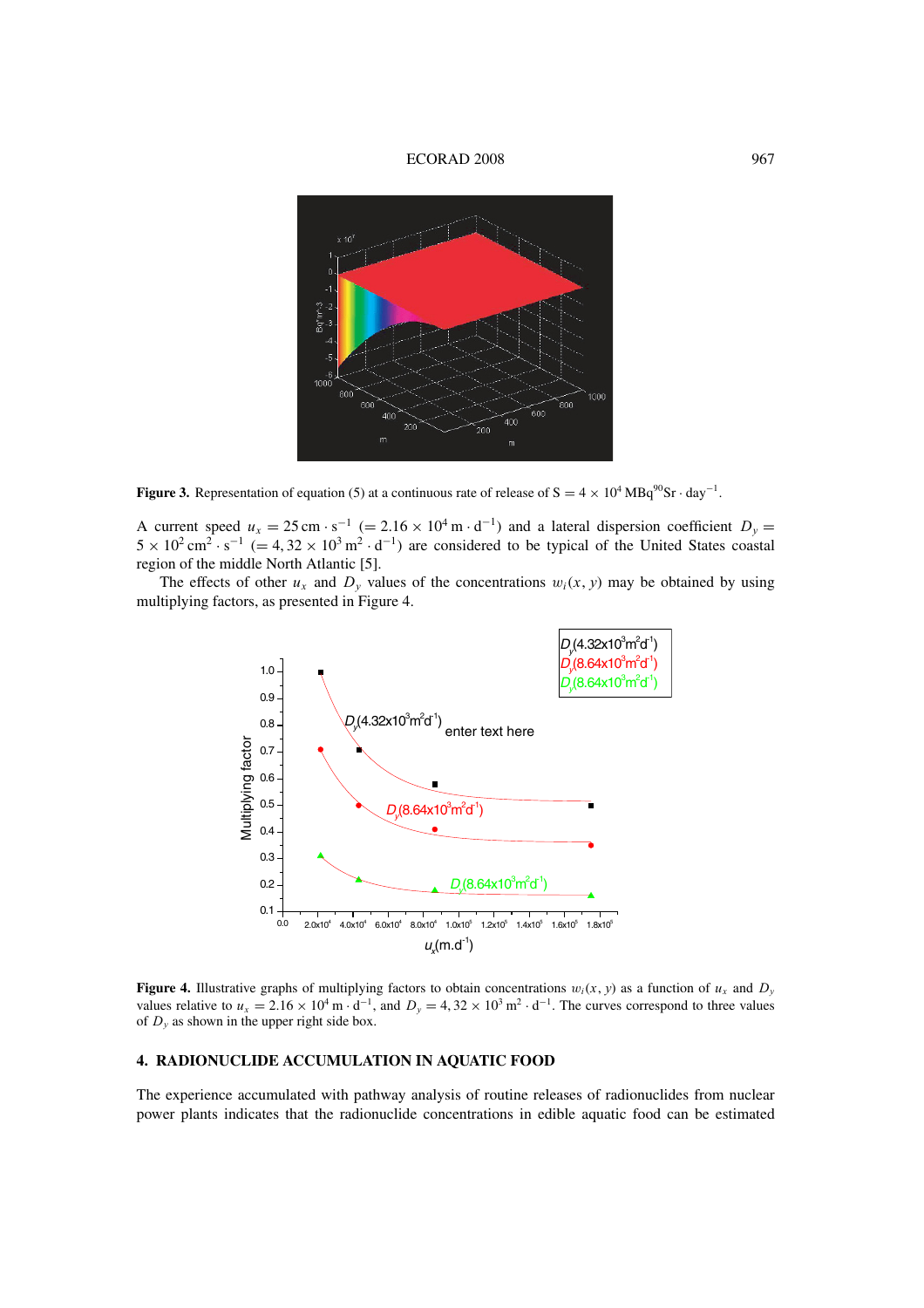x 10[7]

1
0
-1
-2
-3
-4
-5
-6

Bq m^-3

1000
800
600
400
200
m

200
400
600
800
1000
m

**Figure 3.** Representation of equation (5) at a continuous rate of release of S = $4 \times 10^4$ MBq$^{90}$Sr · day$^{-1}$.

A current speed $u_x = 25\,\text{cm} \cdot \text{s}^{-1}$ $(= 2.16 \times 10^4\,\text{m} \cdot \text{d}^{-1})$ and a lateral dispersion coefficient $D_y = 5 \times 10^2\,\text{cm}^2 \cdot \text{s}^{-1}$ $(= 4,32 \times 10^3\,\text{m}^2 \cdot \text{d}^{-1})$ are considered to be typical of the United States coastal region of the middle North Atlantic [5].

The effects of other $u_x$ and $D_y$ values of the concentrations $w_i(x, y)$ may be obtained by using multiplying factors, as presented in Figure 4.

$D_y$(4.32x10$^3$m$^2$d$^{-1}$)
$D_y$(8.64x10$^3$m$^2$d$^{-1}$)
$D_y$(8.64x10$^3$m$^2$d$^{-1}$)

Multiplying factor

1.0
0.9
0.8
0.7
0.6
0.5
0.4
0.3
0.2
0.1

$D_y$(4.32x10$^3$m$^2$d$^{-1}$) enter text here

$D_y$(8.64x10$^3$m$^2$d$^{-1}$)

$D_y$(8.64x10$^3$m$^2$d$^{-1}$)

0.0 2.0x10$^4$ 4.0x10$^4$ 6.0x10$^4$ 8.0x10$^4$ 1.0x10$^5$ 1.2x10$^5$ 1.4x10$^5$ 1.6x10$^5$ 1.8x10$^5$

$u_x$(m.d$^{-1}$)

**Figure 4.** Illustrative graphs of multiplying factors to obtain concentrations $w_i(x, y)$ as a function of $u_x$ and $D_y$ values relative to $u_x = 2.16 \times 10^4\,\text{m} \cdot \text{d}^{-1}$, and $D_y = 4,32 \times 10^3\,\text{m}^2 \cdot \text{d}^{-1}$. The curves correspond to three values of $D_y$ as shown in the upper right side box.

## 4. RADIONUCLIDE ACCUMULATION IN AQUATIC FOOD

The experience accumulated with pathway analysis of routine releases of radionuclides from nuclear power plants indicates that the radionuclide concentrations in edible aquatic food can be estimated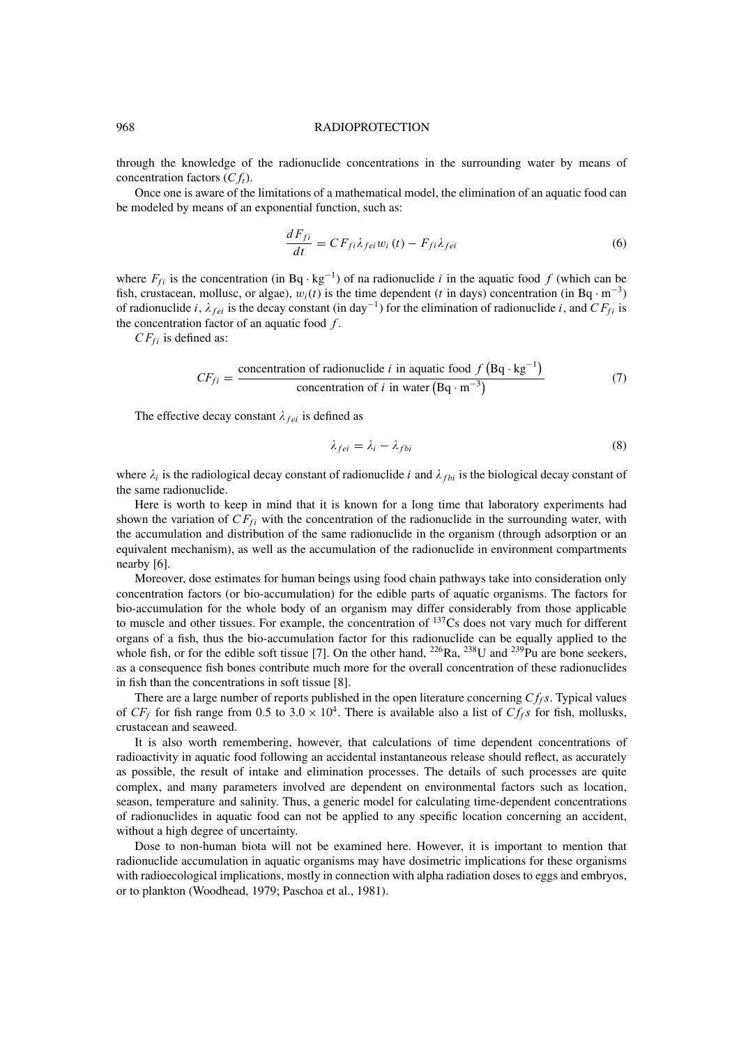through the knowledge of the radionuclide concentrations in the surrounding water by means of concentration factors ($Cf_t$).

Once one is aware of the limitations of a mathematical model, the elimination of an aquatic food can be modeled by means of an exponential function, such as:

$$\frac{dF_{fi}}{dt} = CF_{fi}\lambda_{fei}w_i(t) - F_{fi}\lambda_{fei} \tag{6}$$

where $F_{fi}$ is the concentration (in $\text{Bq} \cdot \text{kg}^{-1}$) of na radionuclide $i$ in the aquatic food $f$ (which can be fish, crustacean, mollusc, or algae), $w_i(t)$ is the time dependent ($t$ in days) concentration (in $\text{Bq} \cdot \text{m}^{-3}$) of radionuclide $i$, $\lambda_{fei}$ is the decay constant (in $\text{day}^{-1}$) for the elimination of radionuclide $i$, and $CF_{fi}$ is the concentration factor of an aquatic food $f$.

$CF_{fi}$ is defined as:

$$CF_{fi} = \frac{\text{concentration of radionuclide } i \text{ in aquatic food } f\left(\text{Bq} \cdot \text{kg}^{-1}\right)}{\text{concentration of } i \text{ in water}\left(\text{Bq} \cdot \text{m}^{-3}\right)} \tag{7}$$

The effective decay constant $\lambda_{fei}$ is defined as

$$\lambda_{fei} = \lambda_i - \lambda_{fbi} \tag{8}$$

where $\lambda_i$ is the radiological decay constant of radionuclide $i$ and $\lambda_{fbi}$ is the biological decay constant of the same radionuclide.

Here is worth to keep in mind that it is known for a long time that laboratory experiments had shown the variation of $CF_{fi}$ with the concentration of the radionuclide in the surrounding water, with the accumulation and distribution of the same radionuclide in the organism (through adsorption or an equivalent mechanism), as well as the accumulation of the radionuclide in environment compartments nearby [6].

Moreover, dose estimates for human beings using food chain pathways take into consideration only concentration factors (or bio-accumulation) for the edible parts of aquatic organisms. The factors for bio-accumulation for the whole body of an organism may differ considerably from those applicable to muscle and other tissues. For example, the concentration of $^{137}$Cs does not vary much for different organs of a fish, thus the bio-accumulation factor for this radionuclide can be equally applied to the whole fish, or for the edible soft tissue [7]. On the other hand, $^{226}$Ra, $^{238}$U and $^{239}$Pu are bone seekers, as a consequence fish bones contribute much more for the overall concentration of these radionuclides in fish than the concentrations in soft tissue [8].

There are a large number of reports published in the open literature concerning $Cf_f s$. Typical values of $CF_f$ for fish range from 0.5 to $3.0 \times 10^4$. There is available also a list of $Cf_f s$ for fish, mollusks, crustacean and seaweed.

It is also worth remembering, however, that calculations of time dependent concentrations of radioactivity in aquatic food following an accidental instantaneous release should reflect, as accurately as possible, the result of intake and elimination processes. The details of such processes are quite complex, and many parameters involved are dependent on environmental factors such as location, season, temperature and salinity. Thus, a generic model for calculating time-dependent concentrations of radionuclides in aquatic food can not be applied to any specific location concerning an accident, without a high degree of uncertainty.

Dose to non-human biota will not be examined here. However, it is important to mention that radionuclide accumulation in aquatic organisms may have dosimetric implications for these organisms with radioecological implications, mostly in connection with alpha radiation doses to eggs and embryos, or to plankton (Woodhead, 1979; Paschoa et al., 1981).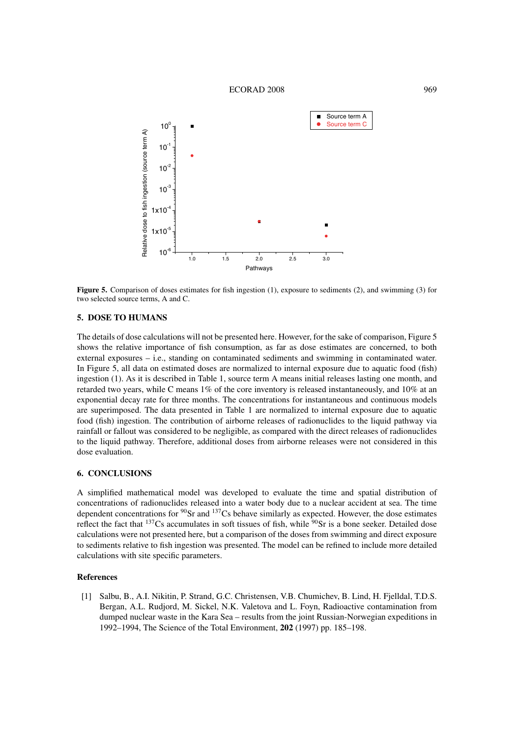Source term A
Source term C

Relative dose to fish ingestion (source term A)

$10^{0}$
$10^{-1}$
$10^{-2}$
$10^{-3}$
$1\times10^{-4}$
$1\times10^{-5}$
$10^{-6}$

1.0 1.5 2.0 2.5 3.0

Pathways

**Figure 5.** Comparison of doses estimates for fish ingestion (1), exposure to sediments (2), and swimming (3) for two selected source terms, A and C.

## 5. DOSE TO HUMANS

The details of dose calculations will not be presented here. However, for the sake of comparison, Figure 5 shows the relative importance of fish consumption, as far as dose estimates are concerned, to both external exposures – i.e., standing on contaminated sediments and swimming in contaminated water. In Figure 5, all data on estimated doses are normalized to internal exposure due to aquatic food (fish) ingestion (1). As it is described in Table 1, source term A means initial releases lasting one month, and retarded two years, while C means 1% of the core inventory is released instantaneously, and 10% at an exponential decay rate for three months. The concentrations for instantaneous and continuous models are superimposed. The data presented in Table 1 are normalized to internal exposure due to aquatic food (fish) ingestion. The contribution of airborne releases of radionuclides to the liquid pathway via rainfall or fallout was considered to be negligible, as compared with the direct releases of radionuclides to the liquid pathway. Therefore, additional doses from airborne releases were not considered in this dose evaluation.

## 6. CONCLUSIONS

A simplified mathematical model was developed to evaluate the time and spatial distribution of concentrations of radionuclides released into a water body due to a nuclear accident at sea. The time dependent concentrations for $^{90}$Sr and $^{137}$Cs behave similarly as expected. However, the dose estimates reflect the fact that $^{137}$Cs accumulates in soft tissues of fish, while $^{90}$Sr is a bone seeker. Detailed dose calculations were not presented here, but a comparison of the doses from swimming and direct exposure to sediments relative to fish ingestion was presented. The model can be refined to include more detailed calculations with site specific parameters.

### References

[1] Salbu, B., A.I. Nikitin, P. Strand, G.C. Christensen, V.B. Chumichev, B. Lind, H. Fjelldal, T.D.S. Bergan, A.L. Rudjord, M. Sickel, N.K. Valetova and L. Foyn, Radioactive contamination from dumped nuclear waste in the Kara Sea – results from the joint Russian-Norwegian expeditions in 1992–1994, The Science of the Total Environment, **202** (1997) pp. 185–198.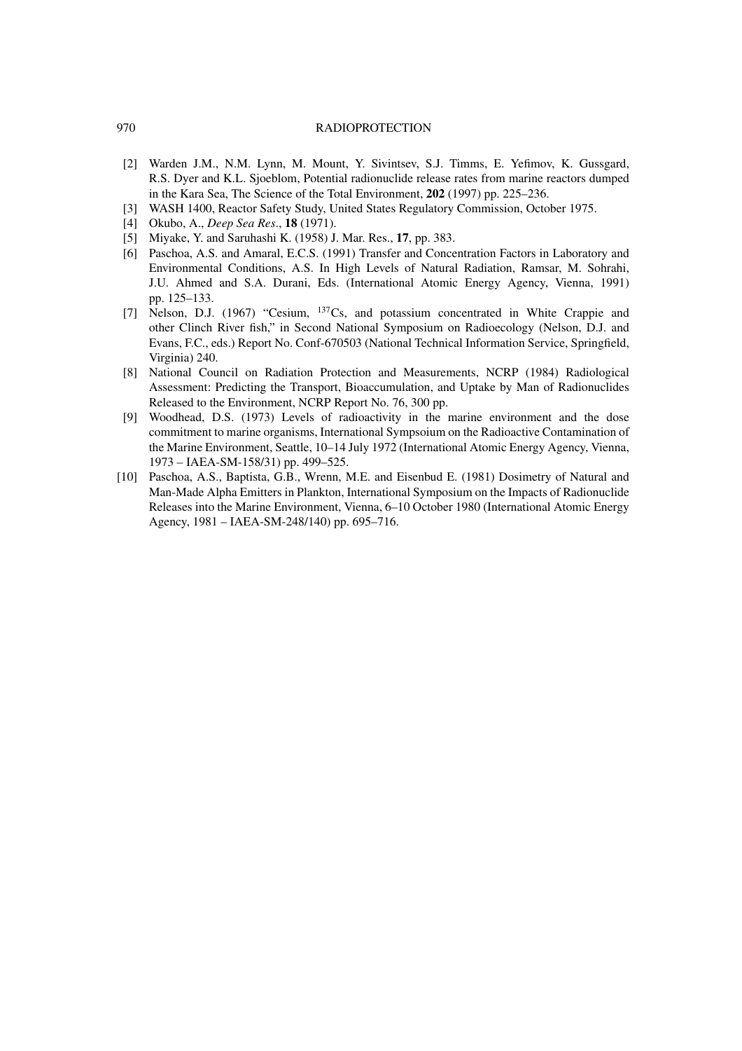[2] Warden J.M., N.M. Lynn, M. Mount, Y. Sivintsev, S.J. Timms, E. Yefimov, K. Gussgard, R.S. Dyer and K.L. Sjoeblom, Potential radionuclide release rates from marine reactors dumped in the Kara Sea, The Science of the Total Environment, **202** (1997) pp. 225–236.

[3] WASH 1400, Reactor Safety Study, United States Regulatory Commission, October 1975.

[4] Okubo, A., *Deep Sea Res*., **18** (1971).

[5] Miyake, Y. and Saruhashi K. (1958) J. Mar. Res., **17**, pp. 383.

[6] Paschoa, A.S. and Amaral, E.C.S. (1991) Transfer and Concentration Factors in Laboratory and Environmental Conditions, A.S. In High Levels of Natural Radiation, Ramsar, M. Sohrahi, J.U. Ahmed and S.A. Durani, Eds. (International Atomic Energy Agency, Vienna, 1991) pp. 125–133.

[7] Nelson, D.J. (1967) "Cesium, $^{137}Cs$, and potassium concentrated in White Crappie and other Clinch River fish," in Second National Symposium on Radioecology (Nelson, D.J. and Evans, F.C., eds.) Report No. Conf-670503 (National Technical Information Service, Springfield, Virginia) 240.

[8] National Council on Radiation Protection and Measurements, NCRP (1984) Radiological Assessment: Predicting the Transport, Bioaccumulation, and Uptake by Man of Radionuclides Released to the Environment, NCRP Report No. 76, 300 pp.

[9] Woodhead, D.S. (1973) Levels of radioactivity in the marine environment and the dose commitment to marine organisms, International Sympsoium on the Radioactive Contamination of the Marine Environment, Seattle, 10–14 July 1972 (International Atomic Energy Agency, Vienna, 1973 – IAEA-SM-158/31) pp. 499–525.

[10] Paschoa, A.S., Baptista, G.B., Wrenn, M.E. and Eisenbud E. (1981) Dosimetry of Natural and Man-Made Alpha Emitters in Plankton, International Symposium on the Impacts of Radionuclide Releases into the Marine Environment, Vienna, 6–10 October 1980 (International Atomic Energy Agency, 1981 – IAEA-SM-248/140) pp. 695–716.